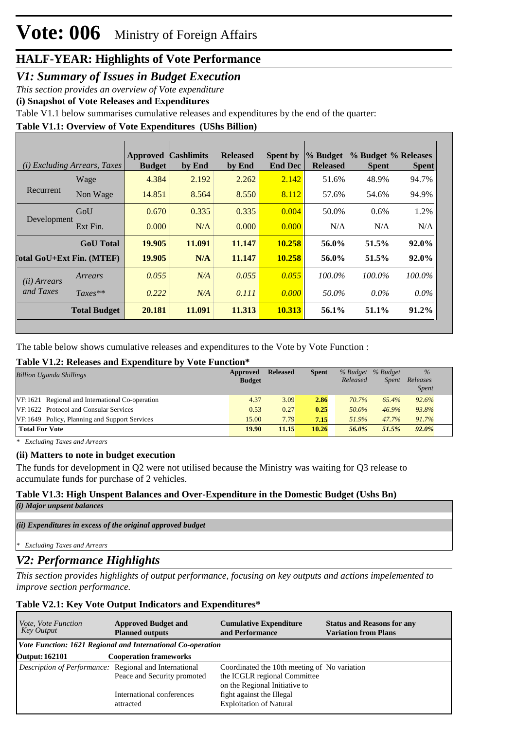# Vote: 006 Ministry of Foreign Affairs

## HALF-YEAR: Highlights of Vote Performance

### *V1: Summary of Issues in Budget Execution*

*This section provides an overview of Vote expenditure*

**(i) Snapshot of Vote Releases and Expenditures**

Table V1.1 below summarises cumulative releases and expenditures by the end of the quarter:

**Table V1.1: Overview of Vote Expenditures (UShs Billion)**

| *(i) Excluding Arrears, Taxes* | | Approved Budget | Cashlimits by End | Released by End | Spent by End Dec | % Budget Released | % Budget Spent | % Releases Spent |
|---|---|---|---|---|---|---|---|---|
| Recurrent | Wage | 4.384 | 2.192 | 2.262 | 2.142 | 51.6% | 48.9% | 94.7% |
| | Non Wage | 14.851 | 8.564 | 8.550 | 8.112 | 57.6% | 54.6% | 94.9% |
| Development | GoU | 0.670 | 0.335 | 0.335 | 0.004 | 50.0% | 0.6% | 1.2% |
| | Ext Fin. | 0.000 | N/A | 0.000 | 0.000 | N/A | N/A | N/A |
| | **GoU Total** | **19.905** | **11.091** | **11.147** | **10.258** | **56.0%** | **51.5%** | **92.0%** |
| **Total GoU+Ext Fin. (MTEF)** | | **19.905** | **N/A** | **11.147** | **10.258** | **56.0%** | **51.5%** | **92.0%** |
| *(ii) Arrears and Taxes* | *Arrears* | *0.055* | *N/A* | *0.055* | *0.055* | *100.0%* | *100.0%* | *100.0%* |
| | *Taxes*** | *0.222* | *N/A* | *0.111* | *0.000* | *50.0%* | *0.0%* | *0.0%* |
| | **Total Budget** | **20.181** | **11.091** | **11.313** | **10.313** | **56.1%** | **51.1%** | **91.2%** |

The table below shows cumulative releases and expenditures to the Vote by Vote Function :

**Table V1.2: Releases and Expenditure by Vote Function***

| *Billion Uganda Shillings* | Approved Budget | Released | Spent | *% Budget Released* | *% Budget Spent* | *% Releases Spent* |
|---|---|---|---|---|---|---|
| VF:1621 Regional and International Co-operation | 4.37 | 3.09 | **2.86** | *70.7%* | *65.4%* | *92.6%* |
| VF:1622 Protocol and Consular Services | 0.53 | 0.27 | **0.25** | *50.0%* | *46.9%* | *93.8%* |
| VF:1649 Policy, Planning and Support Services | 15.00 | 7.79 | **7.15** | *51.9%* | *47.7%* | *91.7%* |
| **Total For Vote** | **19.90** | **11.15** | **10.26** | ***56.0%*** | ***51.5%*** | ***92.0%*** |

*\* Excluding Taxes and Arrears*

**(ii) Matters to note in budget execution**

The funds for development in Q2 were not utilised because the Ministry was waiting for Q3 release to accumulate funds for purchase of 2 vehicles.

**Table V1.3: High Unspent Balances and Over-Expenditure in the Domestic Budget (Ushs Bn)**

*(i) Major unpsent balances*

*(ii) Expenditures in excess of the original approved budget*

*\* Excluding Taxes and Arrears*

### *V2: Performance Highlights*

*This section provides highlights of output performance, focusing on key outputs and actions impelemented to improve section performance.*

**Table V2.1: Key Vote Output Indicators and Expenditures***

| *Vote, Vote Function Key Output* | Approved Budget and Planned outputs | Cumulative Expenditure and Performance | Status and Reasons for any Variation from Plans |
|---|---|---|---|
| ***Vote Function: 1621 Regional and International Co-operation*** | | | |
| **Output: 162101** | **Cooperation frameworks** | | |
| *Description of Performance:* | Regional and International Peace and Security promoted<br><br>International conferences attracted | Coordinated the 10th meeting of the ICGLR regional Committee on the Regional Initiative to fight against the Illegal Exploitation of Natural | No variation |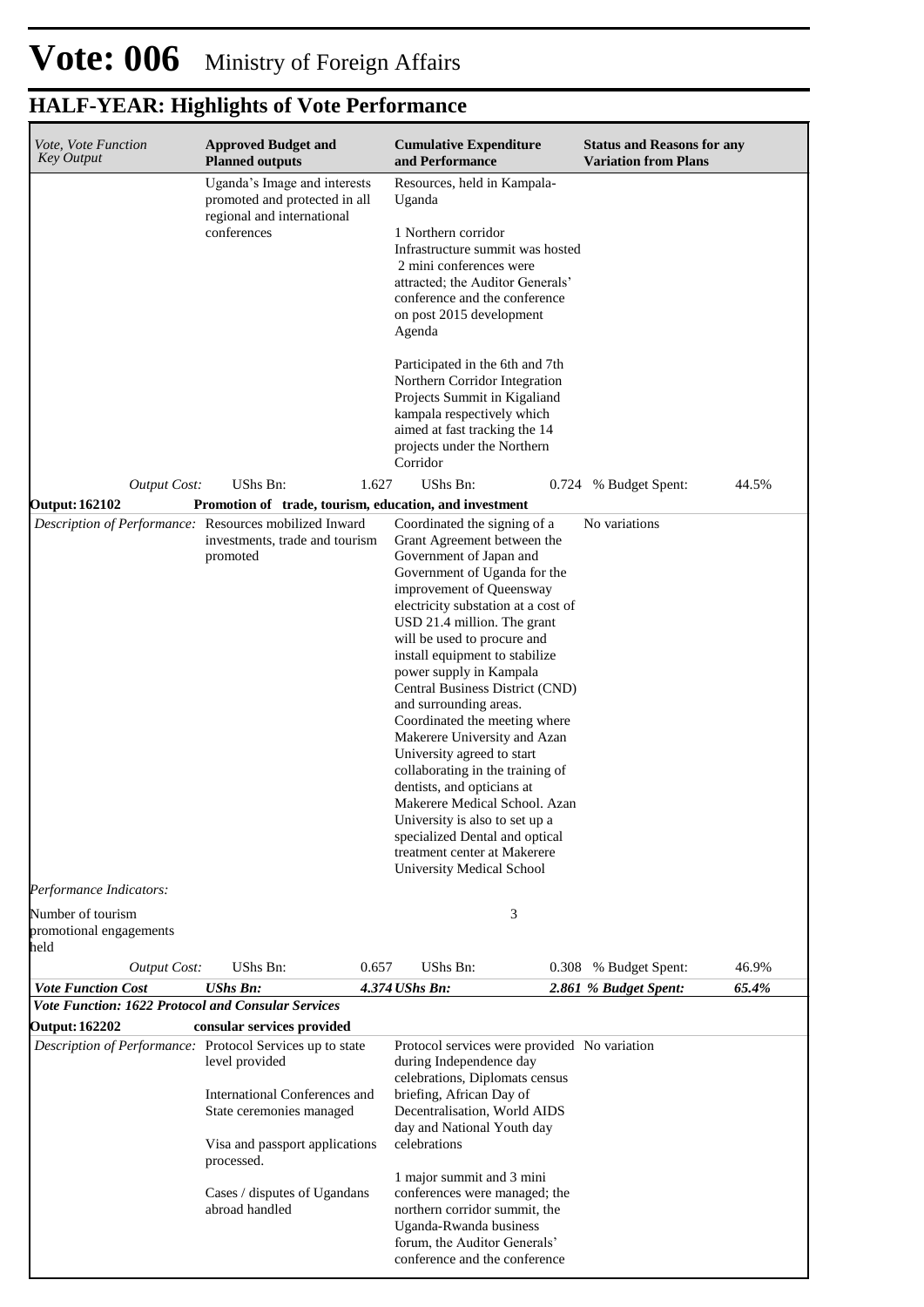# Vote: 006 Ministry of Foreign Affairs

## HALF-YEAR: Highlights of Vote Performance

| *Vote, Vote Function Key Output* | **Approved Budget and Planned outputs** | **Cumulative Expenditure and Performance** | **Status and Reasons for any Variation from Plans** |
|---|---|---|---|
| | Uganda's Image and interests promoted and protected in all regional and international conferences | Resources, held in Kampala-Uganda<br><br>1 Northern corridor Infrastructure summit was hosted 2 mini conferences were attracted; the Auditor Generals' conference and the conference on post 2015 development Agenda<br><br>Participated in the 6th and 7th Northern Corridor Integration Projects Summit in Kigaliand kampala respectively which aimed at fast tracking the 14 projects under the Northern Corridor | |
| *Output Cost:* | UShs Bn: 1.627 | UShs Bn: 0.724 | % Budget Spent: 44.5% |
| **Output: 162102** | **Promotion of trade, tourism, education, and investment** | | |
| *Description of Performance:* | Resources mobilized Inward investments, trade and tourism promoted | Coordinated the signing of a Grant Agreement between the Government of Japan and Government of Uganda for the improvement of Queensway electricity substation at a cost of USD 21.4 million. The grant will be used to procure and install equipment to stabilize power supply in Kampala Central Business District (CND) and surrounding areas.<br>Coordinated the meeting where Makerere University and Azan University agreed to start collaborating in the training of dentists, and opticians at Makerere Medical School. Azan University is also to set up a specialized Dental and optical treatment center at Makerere University Medical School | No variations |
| *Performance Indicators:* | | | |
| Number of tourism promotional engagements held | | 3 | |
| *Output Cost:* | UShs Bn: 0.657 | UShs Bn: 0.308 | % Budget Spent: 46.9% |
| ***Vote Function Cost*** | ***UShs Bn: 4.374*** | ***UShs Bn: 2.861*** | ***% Budget Spent: 65.4%*** |
| ***Vote Function: 1622 Protocol and Consular Services*** | | | |
| **Output: 162202** | **consular services provided** | | |
| *Description of Performance:* | Protocol Services up to state level provided<br><br>International Conferences and State ceremonies managed<br><br>Visa and passport applications processed.<br><br>Cases / disputes of Ugandans abroad handled | Protocol services were provided during Independence day celebrations, Diplomats census briefing, African Day of Decentralisation, World AIDS day and National Youth day celebrations<br><br>1 major summit and 3 mini conferences were managed; the northern corridor summit, the Uganda-Rwanda business forum, the Auditor Generals' conference and the conference | No variation |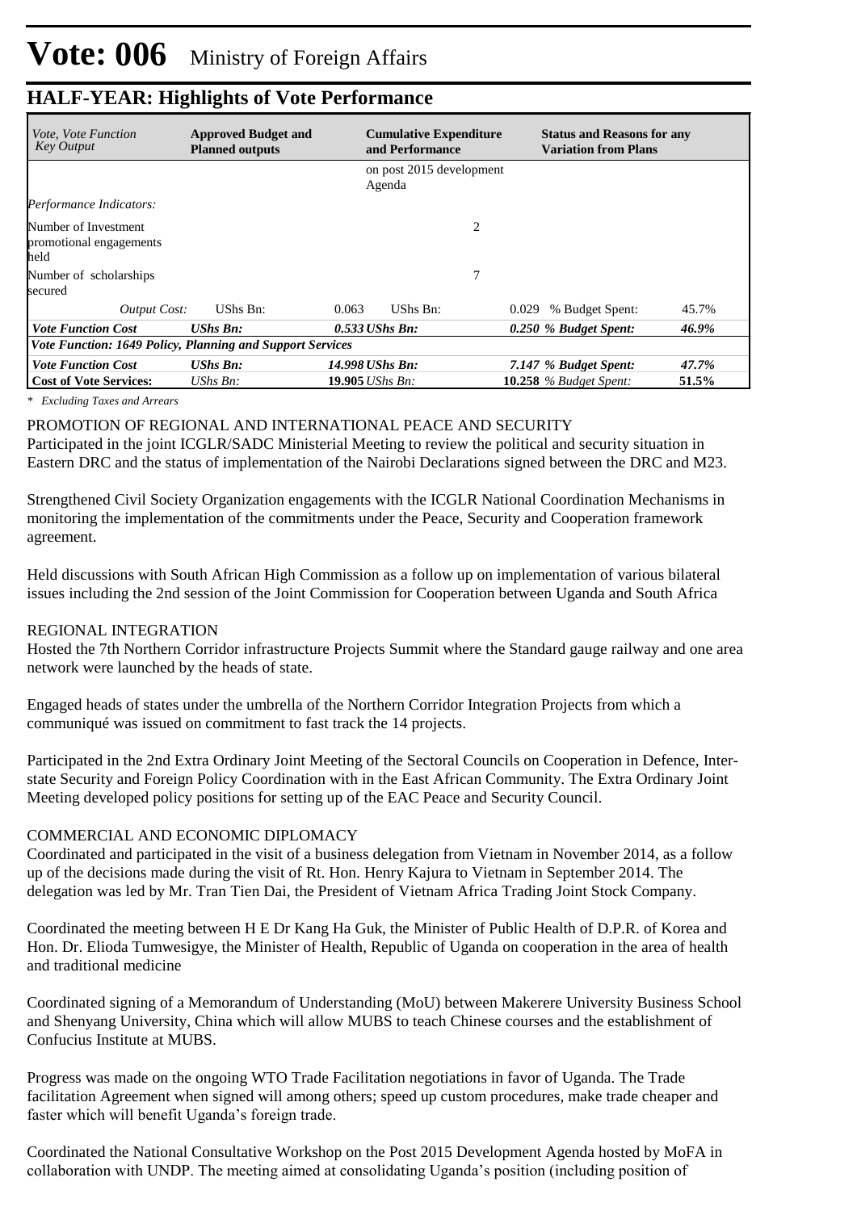# Vote: 006 Ministry of Foreign Affairs

## HALF-YEAR: Highlights of Vote Performance

| *Vote, Vote Function Key Output* | **Approved Budget and Planned outputs** | | **Cumulative Expenditure and Performance** | | **Status and Reasons for any Variation from Plans** | |
|---|---|---|---|---|---|---|
| | | | on post 2015 development Agenda | | | |
| *Performance Indicators:* | | | | | | |
| Number of Investment promotional engagements held | | | | 2 | | |
| Number of scholarships secured | | | | 7 | | |
| *Output Cost:* | UShs Bn: | 0.063 | UShs Bn: | 0.029 | % Budget Spent: | 45.7% |
| ***Vote Function Cost*** | ***UShs Bn:*** | ***0.533*** | ***UShs Bn:*** | ***0.250*** | ***% Budget Spent:*** | ***46.9%*** |
| ***Vote Function: 1649 Policy, Planning and Support Services*** | | | | | | |
| ***Vote Function Cost*** | ***UShs Bn:*** | ***14.998*** | ***UShs Bn:*** | ***7.147*** | ***% Budget Spent:*** | ***47.7%*** |
| **Cost of Vote Services:** | *UShs Bn:* | **19.905** | *UShs Bn:* | **10.258** | *% Budget Spent:* | **51.5%** |

*\* Excluding Taxes and Arrears*

PROMOTION OF REGIONAL AND INTERNATIONAL PEACE AND SECURITY
Participated in the joint ICGLR/SADC Ministerial Meeting to review the political and security situation in Eastern DRC and the status of implementation of the Nairobi Declarations signed between the DRC and M23.

Strengthened Civil Society Organization engagements with the ICGLR National Coordination Mechanisms in monitoring the implementation of the commitments under the Peace, Security and Cooperation framework agreement.

Held discussions with South African High Commission as a follow up on implementation of various bilateral issues including the 2nd session of the Joint Commission for Cooperation between Uganda and South Africa

REGIONAL INTEGRATION
Hosted the 7th Northern Corridor infrastructure Projects Summit where the Standard gauge railway and one area network were launched by the heads of state.

Engaged heads of states under the umbrella of the Northern Corridor Integration Projects from which a communiqué was issued on commitment to fast track the 14 projects.

Participated in the 2nd Extra Ordinary Joint Meeting of the Sectoral Councils on Cooperation in Defence, Inter-state Security and Foreign Policy Coordination with in the East African Community. The Extra Ordinary Joint Meeting developed policy positions for setting up of the EAC Peace and Security Council.

COMMERCIAL AND ECONOMIC DIPLOMACY
Coordinated and participated in the visit of a business delegation from Vietnam in November 2014, as a follow up of the decisions made during the visit of Rt. Hon. Henry Kajura to Vietnam in September 2014. The delegation was led by Mr. Tran Tien Dai, the President of Vietnam Africa Trading Joint Stock Company.

Coordinated the meeting between H E Dr Kang Ha Guk, the Minister of Public Health of D.P.R. of Korea and Hon. Dr. Elioda Tumwesigye, the Minister of Health, Republic of Uganda on cooperation in the area of health and traditional medicine

Coordinated signing of a Memorandum of Understanding (MoU) between Makerere University Business School and Shenyang University, China which will allow MUBS to teach Chinese courses and the establishment of Confucius Institute at MUBS.

Progress was made on the ongoing WTO Trade Facilitation negotiations in favor of Uganda. The Trade facilitation Agreement when signed will among others; speed up custom procedures, make trade cheaper and faster which will benefit Uganda's foreign trade.

Coordinated the National Consultative Workshop on the Post 2015 Development Agenda hosted by MoFA in collaboration with UNDP. The meeting aimed at consolidating Uganda's position (including position of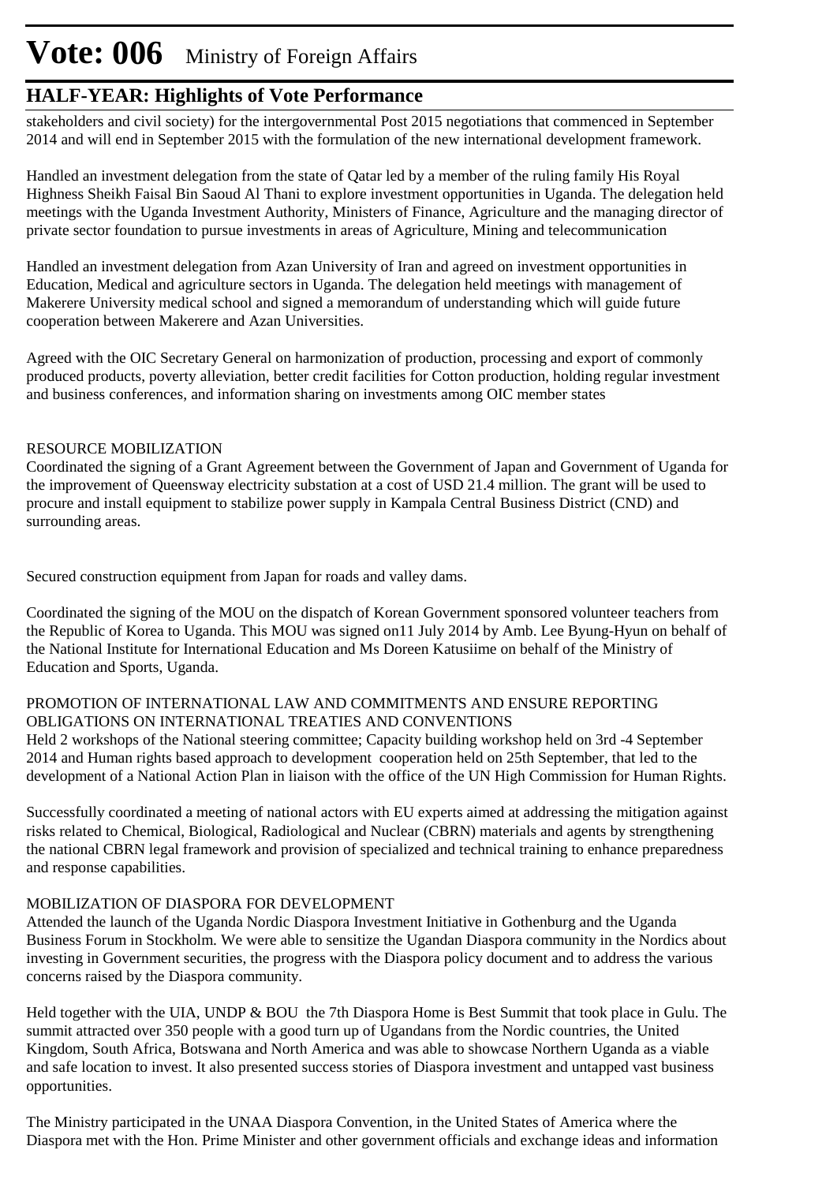stakeholders and civil society) for the intergovernmental Post 2015 negotiations that commenced in September 2014 and will end in September 2015 with the formulation of the new international development framework.

Handled an investment delegation from the state of Qatar led by a member of the ruling family His Royal Highness Sheikh Faisal Bin Saoud Al Thani to explore investment opportunities in Uganda. The delegation held meetings with the Uganda Investment Authority, Ministers of Finance, Agriculture and the managing director of private sector foundation to pursue investments in areas of Agriculture, Mining and telecommunication

Handled an investment delegation from Azan University of Iran and agreed on investment opportunities in Education, Medical and agriculture sectors in Uganda. The delegation held meetings with management of Makerere University medical school and signed a memorandum of understanding which will guide future cooperation between Makerere and Azan Universities.

Agreed with the OIC Secretary General on harmonization of production, processing and export of commonly produced products, poverty alleviation, better credit facilities for Cotton production, holding regular investment and business conferences, and information sharing on investments among OIC member states

RESOURCE MOBILIZATION

Coordinated the signing of a Grant Agreement between the Government of Japan and Government of Uganda for the improvement of Queensway electricity substation at a cost of USD 21.4 million. The grant will be used to procure and install equipment to stabilize power supply in Kampala Central Business District (CND) and surrounding areas.

Secured construction equipment from Japan for roads and valley dams.

Coordinated the signing of the MOU on the dispatch of Korean Government sponsored volunteer teachers from the Republic of Korea to Uganda. This MOU was signed on11 July 2014 by Amb. Lee Byung-Hyun on behalf of the National Institute for International Education and Ms Doreen Katusiime on behalf of the Ministry of Education and Sports, Uganda.

PROMOTION OF INTERNATIONAL LAW AND COMMITMENTS AND ENSURE REPORTING OBLIGATIONS ON INTERNATIONAL TREATIES AND CONVENTIONS

Held 2 workshops of the National steering committee; Capacity building workshop held on 3rd -4 September 2014 and Human rights based approach to development cooperation held on 25th September, that led to the development of a National Action Plan in liaison with the office of the UN High Commission for Human Rights.

Successfully coordinated a meeting of national actors with EU experts aimed at addressing the mitigation against risks related to Chemical, Biological, Radiological and Nuclear (CBRN) materials and agents by strengthening the national CBRN legal framework and provision of specialized and technical training to enhance preparedness and response capabilities.

MOBILIZATION OF DIASPORA FOR DEVELOPMENT

Attended the launch of the Uganda Nordic Diaspora Investment Initiative in Gothenburg and the Uganda Business Forum in Stockholm. We were able to sensitize the Ugandan Diaspora community in the Nordics about investing in Government securities, the progress with the Diaspora policy document and to address the various concerns raised by the Diaspora community.

Held together with the UIA, UNDP & BOU the 7th Diaspora Home is Best Summit that took place in Gulu. The summit attracted over 350 people with a good turn up of Ugandans from the Nordic countries, the United Kingdom, South Africa, Botswana and North America and was able to showcase Northern Uganda as a viable and safe location to invest. It also presented success stories of Diaspora investment and untapped vast business opportunities.

The Ministry participated in the UNAA Diaspora Convention, in the United States of America where the Diaspora met with the Hon. Prime Minister and other government officials and exchange ideas and information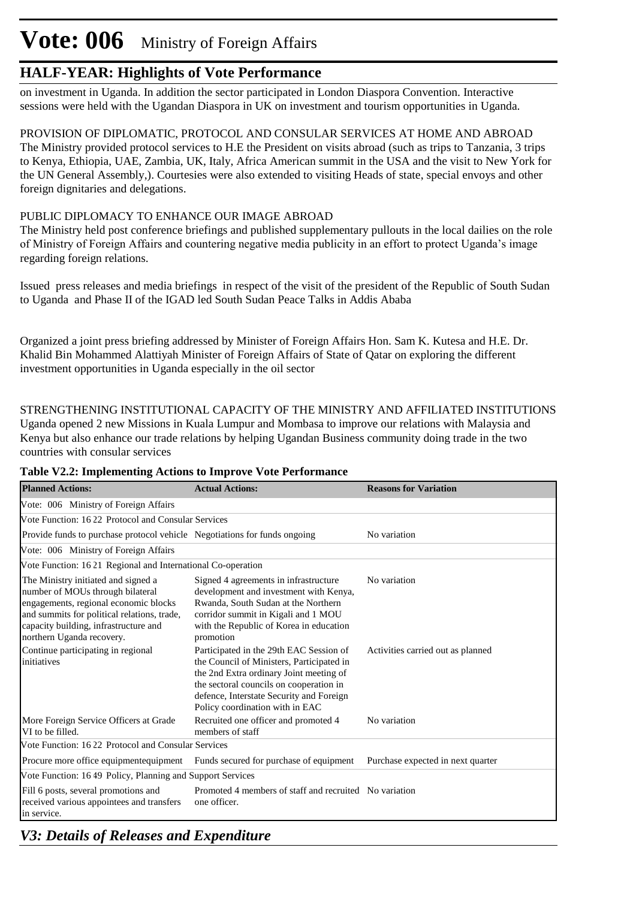# Vote: 006 Ministry of Foreign Affairs

## HALF-YEAR: Highlights of Vote Performance

on investment in Uganda. In addition the sector participated in London Diaspora Convention. Interactive sessions were held with the Ugandan Diaspora in UK on investment and tourism opportunities in Uganda.

PROVISION OF DIPLOMATIC, PROTOCOL AND CONSULAR SERVICES AT HOME AND ABROAD
The Ministry provided protocol services to H.E the President on visits abroad (such as trips to Tanzania, 3 trips to Kenya, Ethiopia, UAE, Zambia, UK, Italy, Africa American summit in the USA and the visit to New York for the UN General Assembly,). Courtesies were also extended to visiting Heads of state, special envoys and other foreign dignitaries and delegations.

PUBLIC DIPLOMACY TO ENHANCE OUR IMAGE ABROAD
The Ministry held post conference briefings and published supplementary pullouts in the local dailies on the role of Ministry of Foreign Affairs and countering negative media publicity in an effort to protect Uganda's image regarding foreign relations.

Issued press releases and media briefings in respect of the visit of the president of the Republic of South Sudan to Uganda and Phase II of the IGAD led South Sudan Peace Talks in Addis Ababa

Organized a joint press briefing addressed by Minister of Foreign Affairs Hon. Sam K. Kutesa and H.E. Dr. Khalid Bin Mohammed Alattiyah Minister of Foreign Affairs of State of Qatar on exploring the different investment opportunities in Uganda especially in the oil sector

STRENGTHENING INSTITUTIONAL CAPACITY OF THE MINISTRY AND AFFILIATED INSTITUTIONS
Uganda opened 2 new Missions in Kuala Lumpur and Mombasa to improve our relations with Malaysia and Kenya but also enhance our trade relations by helping Ugandan Business community doing trade in the two countries with consular services

**Table V2.2: Implementing Actions to Improve Vote Performance**

| Planned Actions: | Actual Actions: | Reasons for Variation |
|---|---|---|
| Vote: 006 Ministry of Foreign Affairs | | |
| Vote Function: 16 22 Protocol and Consular Services | | |
| Provide funds to purchase protocol vehicle | Negotiations for funds ongoing | No variation |
| Vote: 006 Ministry of Foreign Affairs | | |
| Vote Function: 16 21 Regional and International Co-operation | | |
| The Ministry initiated and signed a number of MOUs through bilateral engagements, regional economic blocks and summits for political relations, trade, capacity building, infrastructure and northern Uganda recovery. | Signed 4 agreements in infrastructure development and investment with Kenya, Rwanda, South Sudan at the Northern corridor summit in Kigali and 1 MOU with the Republic of Korea in education promotion | No variation |
| Continue participating in regional initiatives | Participated in the 29th EAC Session of the Council of Ministers, Participated in the 2nd Extra ordinary Joint meeting of the sectoral councils on cooperation in defence, Interstate Security and Foreign Policy coordination with in EAC | Activities carried out as planned |
| More Foreign Service Officers at Grade VI to be filled. | Recruited one officer and promoted 4 members of staff | No variation |
| Vote Function: 16 22 Protocol and Consular Services | | |
| Procure more office equipmentequipment | Funds secured for purchase of equipment | Purchase expected in next quarter |
| Vote Function: 16 49 Policy, Planning and Support Services | | |
| Fill 6 posts, several promotions and received various appointees and transfers in service. | Promoted 4 members of staff and recruited one officer. | No variation |

## *V3: Details of Releases and Expenditure*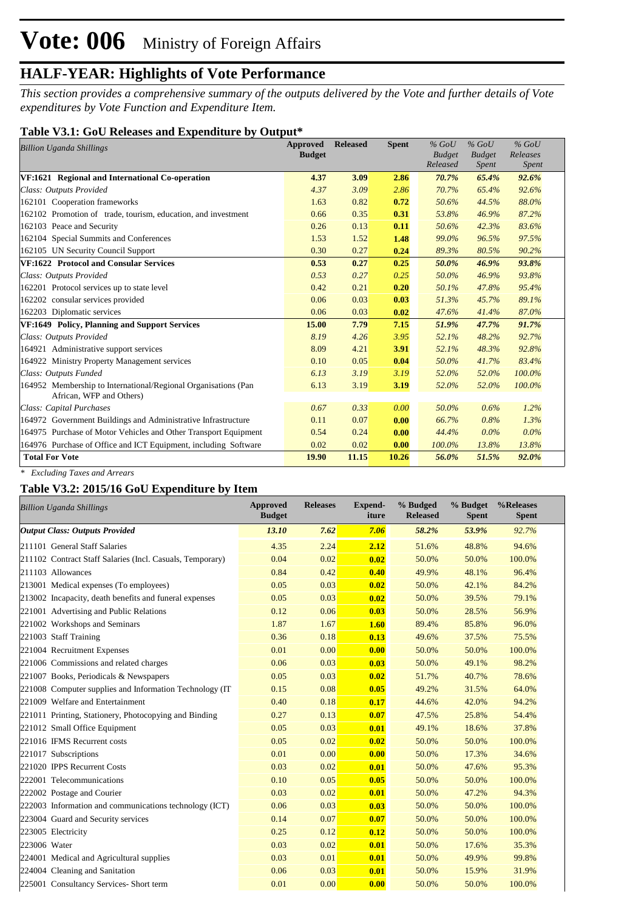# Vote: 006 Ministry of Foreign Affairs

## HALF-YEAR: Highlights of Vote Performance

*This section provides a comprehensive summary of the outputs delivered by the Vote and further details of Vote expenditures by Vote Function and Expenditure Item.*

### Table V3.1: GoU Releases and Expenditure by Output*

| *Billion Uganda Shillings* | Approved Budget | Released | Spent | *% GoU Budget Released* | *% GoU Budget Spent* | *% GoU Releases Spent* |
|---|---|---|---|---|---|---|
| **VF:1621 Regional and International Co-operation** | **4.37** | **3.09** | **2.86** | ***70.7%*** | ***65.4%*** | ***92.6%*** |
| *Class: Outputs Provided* | *4.37* | *3.09* | *2.86* | *70.7%* | *65.4%* | *92.6%* |
| 162101 Cooperation frameworks | 1.63 | 0.82 | **0.72** | *50.6%* | *44.5%* | *88.0%* |
| 162102 Promotion of trade, tourism, education, and investment | 0.66 | 0.35 | **0.31** | *53.8%* | *46.9%* | *87.2%* |
| 162103 Peace and Security | 0.26 | 0.13 | **0.11** | *50.6%* | *42.3%* | *83.6%* |
| 162104 Special Summits and Conferences | 1.53 | 1.52 | **1.48** | *99.0%* | *96.5%* | *97.5%* |
| 162105 UN Security Council Support | 0.30 | 0.27 | **0.24** | *89.3%* | *80.5%* | *90.2%* |
| **VF:1622 Protocol and Consular Services** | **0.53** | **0.27** | **0.25** | ***50.0%*** | ***46.9%*** | ***93.8%*** |
| *Class: Outputs Provided* | *0.53* | *0.27* | *0.25* | *50.0%* | *46.9%* | *93.8%* |
| 162201 Protocol services up to state level | 0.42 | 0.21 | **0.20** | *50.1%* | *47.8%* | *95.4%* |
| 162202 consular services provided | 0.06 | 0.03 | **0.03** | *51.3%* | *45.7%* | *89.1%* |
| 162203 Diplomatic services | 0.06 | 0.03 | **0.02** | *47.6%* | *41.4%* | *87.0%* |
| **VF:1649 Policy, Planning and Support Services** | **15.00** | **7.79** | **7.15** | ***51.9%*** | ***47.7%*** | ***91.7%*** |
| *Class: Outputs Provided* | *8.19* | *4.26* | *3.95* | *52.1%* | *48.2%* | *92.7%* |
| 164921 Administrative support services | 8.09 | 4.21 | **3.91** | *52.1%* | *48.3%* | *92.8%* |
| 164922 Ministry Property Management services | 0.10 | 0.05 | **0.04** | *50.0%* | *41.7%* | *83.4%* |
| *Class: Outputs Funded* | *6.13* | *3.19* | *3.19* | *52.0%* | *52.0%* | *100.0%* |
| 164952 Membership to International/Regional Organisations (Pan African, WFP and Others) | 6.13 | 3.19 | **3.19** | *52.0%* | *52.0%* | *100.0%* |
| *Class: Capital Purchases* | *0.67* | *0.33* | *0.00* | *50.0%* | *0.6%* | *1.2%* |
| 164972 Government Buildings and Administrative Infrastructure | 0.11 | 0.07 | **0.00** | *66.7%* | *0.8%* | *1.3%* |
| 164975 Purchase of Motor Vehicles and Other Transport Equipment | 0.54 | 0.24 | **0.00** | *44.4%* | *0.0%* | *0.0%* |
| 164976 Purchase of Office and ICT Equipment, including Software | 0.02 | 0.02 | **0.00** | *100.0%* | *13.8%* | *13.8%* |
| **Total For Vote** | **19.90** | **11.15** | **10.26** | ***56.0%*** | ***51.5%*** | ***92.0%*** |

*\* Excluding Taxes and Arrears*

### Table V3.2: 2015/16 GoU Expenditure by Item

| *Billion Uganda Shillings* | Approved Budget | Releases | Expend-iture | % Budged Released | % Budget Spent | %Releases Spent |
|---|---|---|---|---|---|---|
| ***Output Class: Outputs Provided*** | ***13.10*** | ***7.62*** | ***7.06*** | ***58.2%*** | ***53.9%*** | ***92.7%*** |
| 211101 General Staff Salaries | 4.35 | 2.24 | **2.12** | 51.6% | 48.8% | 94.6% |
| 211102 Contract Staff Salaries (Incl. Casuals, Temporary) | 0.04 | 0.02 | **0.02** | 50.0% | 50.0% | 100.0% |
| 211103 Allowances | 0.84 | 0.42 | **0.40** | 49.9% | 48.1% | 96.4% |
| 213001 Medical expenses (To employees) | 0.05 | 0.03 | **0.02** | 50.0% | 42.1% | 84.2% |
| 213002 Incapacity, death benefits and funeral expenses | 0.05 | 0.03 | **0.02** | 50.0% | 39.5% | 79.1% |
| 221001 Advertising and Public Relations | 0.12 | 0.06 | **0.03** | 50.0% | 28.5% | 56.9% |
| 221002 Workshops and Seminars | 1.87 | 1.67 | **1.60** | 89.4% | 85.8% | 96.0% |
| 221003 Staff Training | 0.36 | 0.18 | **0.13** | 49.6% | 37.5% | 75.5% |
| 221004 Recruitment Expenses | 0.01 | 0.00 | **0.00** | 50.0% | 50.0% | 100.0% |
| 221006 Commissions and related charges | 0.06 | 0.03 | **0.03** | 50.0% | 49.1% | 98.2% |
| 221007 Books, Periodicals & Newspapers | 0.05 | 0.03 | **0.02** | 51.7% | 40.7% | 78.6% |
| 221008 Computer supplies and Information Technology (IT | 0.15 | 0.08 | **0.05** | 49.2% | 31.5% | 64.0% |
| 221009 Welfare and Entertainment | 0.40 | 0.18 | **0.17** | 44.6% | 42.0% | 94.2% |
| 221011 Printing, Stationery, Photocopying and Binding | 0.27 | 0.13 | **0.07** | 47.5% | 25.8% | 54.4% |
| 221012 Small Office Equipment | 0.05 | 0.03 | **0.01** | 49.1% | 18.6% | 37.8% |
| 221016 IFMS Recurrent costs | 0.05 | 0.02 | **0.02** | 50.0% | 50.0% | 100.0% |
| 221017 Subscriptions | 0.01 | 0.00 | **0.00** | 50.0% | 17.3% | 34.6% |
| 221020 IPPS Recurrent Costs | 0.03 | 0.02 | **0.01** | 50.0% | 47.6% | 95.3% |
| 222001 Telecommunications | 0.10 | 0.05 | **0.05** | 50.0% | 50.0% | 100.0% |
| 222002 Postage and Courier | 0.03 | 0.02 | **0.01** | 50.0% | 47.2% | 94.3% |
| 222003 Information and communications technology (ICT) | 0.06 | 0.03 | **0.03** | 50.0% | 50.0% | 100.0% |
| 223004 Guard and Security services | 0.14 | 0.07 | **0.07** | 50.0% | 50.0% | 100.0% |
| 223005 Electricity | 0.25 | 0.12 | **0.12** | 50.0% | 50.0% | 100.0% |
| 223006 Water | 0.03 | 0.02 | **0.01** | 50.0% | 17.6% | 35.3% |
| 224001 Medical and Agricultural supplies | 0.03 | 0.01 | **0.01** | 50.0% | 49.9% | 99.8% |
| 224004 Cleaning and Sanitation | 0.06 | 0.03 | **0.01** | 50.0% | 15.9% | 31.9% |
| 225001 Consultancy Services- Short term | 0.01 | 0.00 | **0.00** | 50.0% | 50.0% | 100.0% |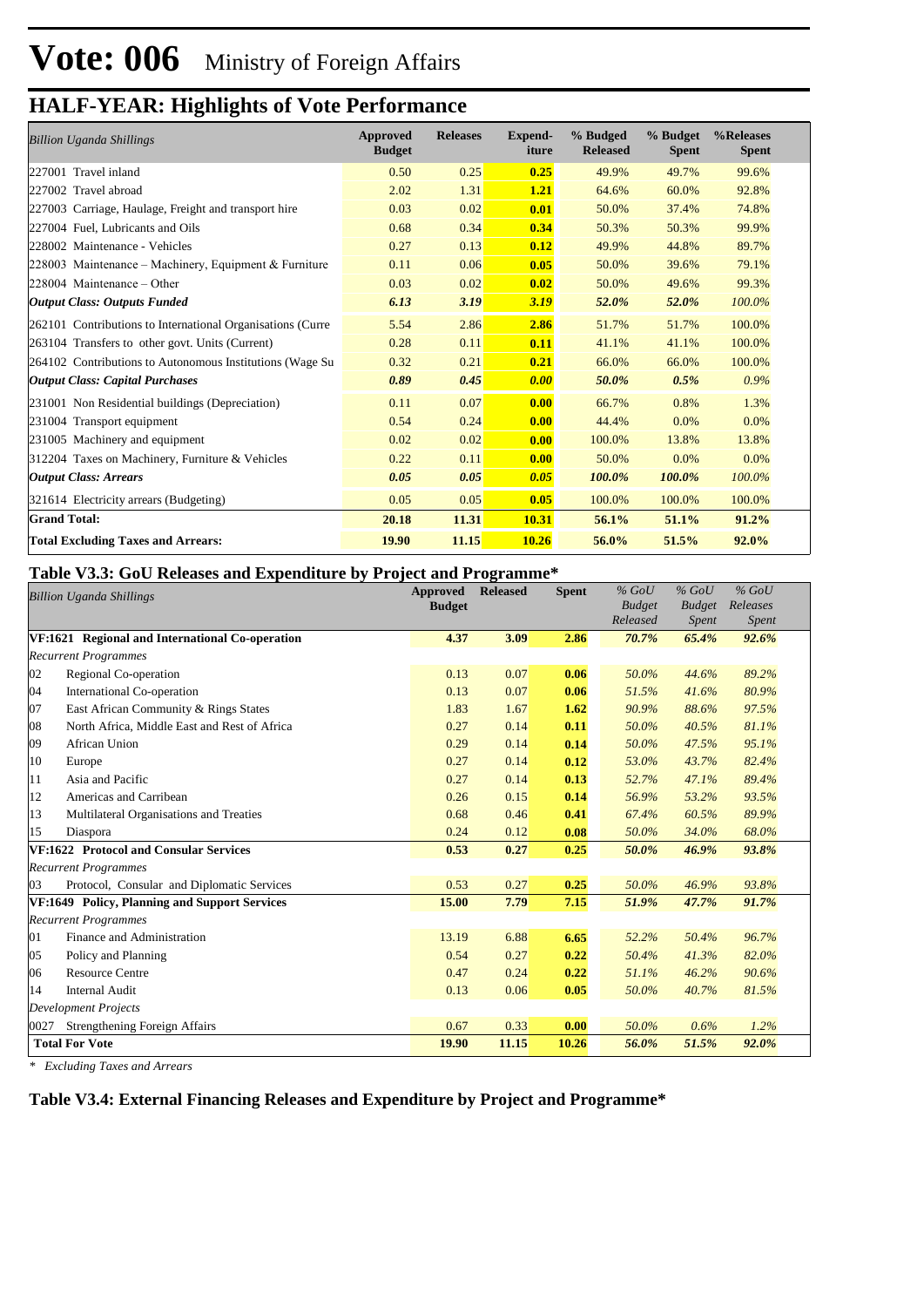# Vote: 006 Ministry of Foreign Affairs

## HALF-YEAR: Highlights of Vote Performance

| *Billion Uganda Shillings* | Approved Budget | Releases | Expend-iture | % Budged Released | % Budget Spent | %Releases Spent |
|---|---|---|---|---|---|---|
| 227001 Travel inland | 0.50 | 0.25 | 0.25 | 49.9% | 49.7% | 99.6% |
| 227002 Travel abroad | 2.02 | 1.31 | 1.21 | 64.6% | 60.0% | 92.8% |
| 227003 Carriage, Haulage, Freight and transport hire | 0.03 | 0.02 | 0.01 | 50.0% | 37.4% | 74.8% |
| 227004 Fuel, Lubricants and Oils | 0.68 | 0.34 | 0.34 | 50.3% | 50.3% | 99.9% |
| 228002 Maintenance - Vehicles | 0.27 | 0.13 | 0.12 | 49.9% | 44.8% | 89.7% |
| 228003 Maintenance – Machinery, Equipment & Furniture | 0.11 | 0.06 | 0.05 | 50.0% | 39.6% | 79.1% |
| 228004 Maintenance – Other | 0.03 | 0.02 | 0.02 | 50.0% | 49.6% | 99.3% |
| ***Output Class: Outputs Funded*** | ***6.13*** | ***3.19*** | ***3.19*** | ***52.0%*** | ***52.0%*** | *100.0%* |
| 262101 Contributions to International Organisations (Curre | 5.54 | 2.86 | 2.86 | 51.7% | 51.7% | 100.0% |
| 263104 Transfers to other govt. Units (Current) | 0.28 | 0.11 | 0.11 | 41.1% | 41.1% | 100.0% |
| 264102 Contributions to Autonomous Institutions (Wage Su | 0.32 | 0.21 | 0.21 | 66.0% | 66.0% | 100.0% |
| ***Output Class: Capital Purchases*** | ***0.89*** | ***0.45*** | ***0.00*** | ***50.0%*** | ***0.5%*** | *0.9%* |
| 231001 Non Residential buildings (Depreciation) | 0.11 | 0.07 | 0.00 | 66.7% | 0.8% | 1.3% |
| 231004 Transport equipment | 0.54 | 0.24 | 0.00 | 44.4% | 0.0% | 0.0% |
| 231005 Machinery and equipment | 0.02 | 0.02 | 0.00 | 100.0% | 13.8% | 13.8% |
| 312204 Taxes on Machinery, Furniture & Vehicles | 0.22 | 0.11 | 0.00 | 50.0% | 0.0% | 0.0% |
| ***Output Class: Arrears*** | ***0.05*** | ***0.05*** | ***0.05*** | ***100.0%*** | ***100.0%*** | *100.0%* |
| 321614 Electricity arrears (Budgeting) | 0.05 | 0.05 | 0.05 | 100.0% | 100.0% | 100.0% |
| **Grand Total:** | **20.18** | **11.31** | **10.31** | **56.1%** | **51.1%** | **91.2%** |
| **Total Excluding Taxes and Arrears:** | **19.90** | **11.15** | **10.26** | **56.0%** | **51.5%** | **92.0%** |

### Table V3.3: GoU Releases and Expenditure by Project and Programme*

| *Billion Uganda Shillings* | | Approved Budget | Released | Spent | *% GoU Budget Released* | *% GoU Budget Spent* | *% GoU Releases Spent* |
|---|---|---|---|---|---|---|---|
| **VF:1621 Regional and International Co-operation** | | **4.37** | **3.09** | **2.86** | ***70.7%*** | ***65.4%*** | ***92.6%*** |
| *Recurrent Programmes* | | | | | | | |
| 02 | Regional Co-operation | 0.13 | 0.07 | 0.06 | *50.0%* | *44.6%* | *89.2%* |
| 04 | International Co-operation | 0.13 | 0.07 | 0.06 | *51.5%* | *41.6%* | *80.9%* |
| 07 | East African Community & Rings States | 1.83 | 1.67 | 1.62 | *90.9%* | *88.6%* | *97.5%* |
| 08 | North Africa, Middle East and Rest of Africa | 0.27 | 0.14 | 0.11 | *50.0%* | *40.5%* | *81.1%* |
| 09 | African Union | 0.29 | 0.14 | 0.14 | *50.0%* | *47.5%* | *95.1%* |
| 10 | Europe | 0.27 | 0.14 | 0.12 | *53.0%* | *43.7%* | *82.4%* |
| 11 | Asia and Pacific | 0.27 | 0.14 | 0.13 | *52.7%* | *47.1%* | *89.4%* |
| 12 | Americas and Carribean | 0.26 | 0.15 | 0.14 | *56.9%* | *53.2%* | *93.5%* |
| 13 | Multilateral Organisations and Treaties | 0.68 | 0.46 | 0.41 | *67.4%* | *60.5%* | *89.9%* |
| 15 | Diaspora | 0.24 | 0.12 | 0.08 | *50.0%* | *34.0%* | *68.0%* |
| **VF:1622 Protocol and Consular Services** | | **0.53** | **0.27** | **0.25** | ***50.0%*** | ***46.9%*** | ***93.8%*** |
| *Recurrent Programmes* | | | | | | | |
| 03 | Protocol, Consular and Diplomatic Services | 0.53 | 0.27 | 0.25 | *50.0%* | *46.9%* | *93.8%* |
| **VF:1649 Policy, Planning and Support Services** | | **15.00** | **7.79** | **7.15** | ***51.9%*** | ***47.7%*** | ***91.7%*** |
| *Recurrent Programmes* | | | | | | | |
| 01 | Finance and Administration | 13.19 | 6.88 | 6.65 | *52.2%* | *50.4%* | *96.7%* |
| 05 | Policy and Planning | 0.54 | 0.27 | 0.22 | *50.4%* | *41.3%* | *82.0%* |
| 06 | Resource Centre | 0.47 | 0.24 | 0.22 | *51.1%* | *46.2%* | *90.6%* |
| 14 | Internal Audit | 0.13 | 0.06 | 0.05 | *50.0%* | *40.7%* | *81.5%* |
| *Development Projects* | | | | | | | |
| 0027 | Strengthening Foreign Affairs | 0.67 | 0.33 | 0.00 | *50.0%* | *0.6%* | *1.2%* |
| **Total For Vote** | | **19.90** | **11.15** | **10.26** | ***56.0%*** | ***51.5%*** | ***92.0%*** |

\* *Excluding Taxes and Arrears*

### Table V3.4: External Financing Releases and Expenditure by Project and Programme*